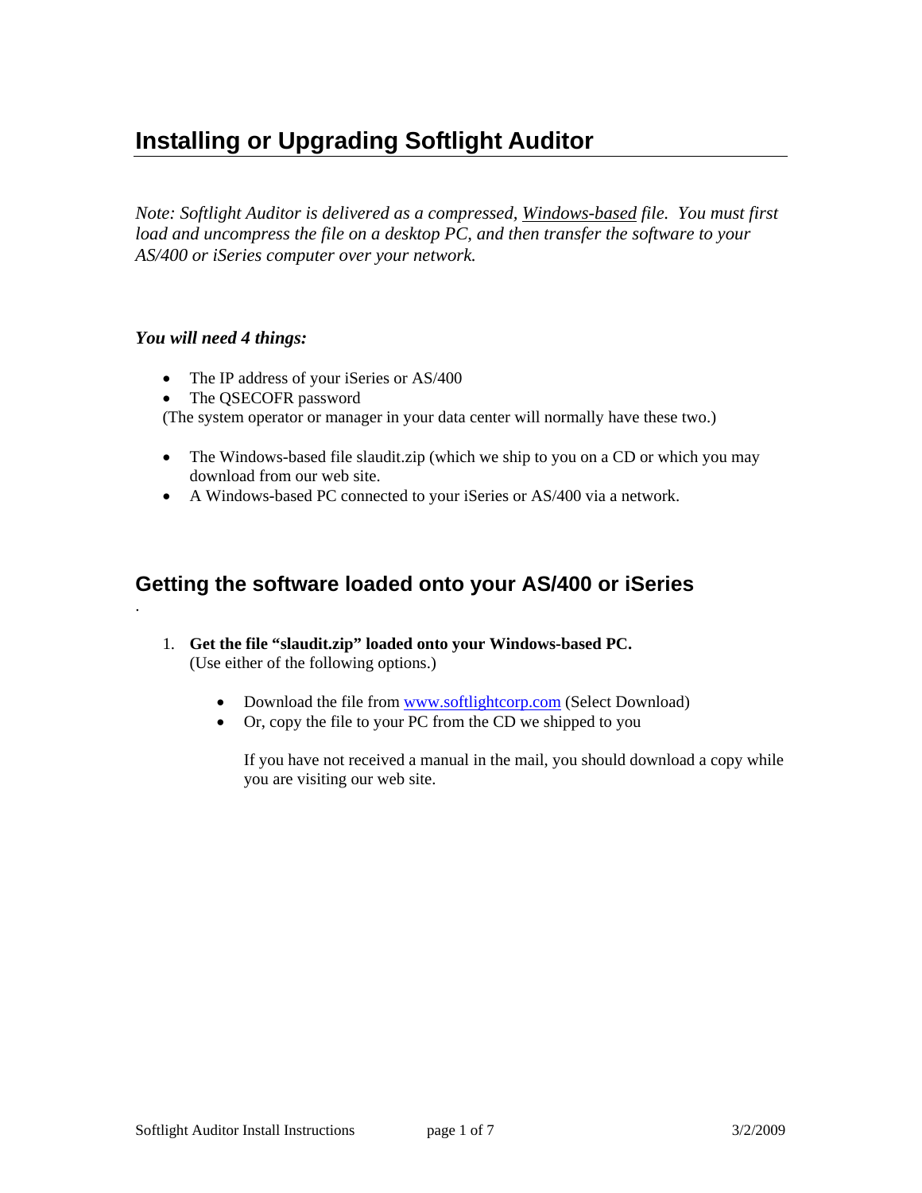# Installing or Upgrading Softlight Auditor

*Note: Softlight Auditor is delivered as a compressed, Windows-based file. You must first load and uncompress the file on a desktop PC, and then transfer the software to your AS/400 or iSeries computer over your network.*

***You will need 4 things:***

- The IP address of your iSeries or AS/400
- The QSECOFR password

(The system operator or manager in your data center will normally have these two.)

- The Windows-based file slaudit.zip (which we ship to you on a CD or which you may download from our web site.
- A Windows-based PC connected to your iSeries or AS/400 via a network.

## Getting the software loaded onto your AS/400 or iSeries

1. **Get the file "slaudit.zip" loaded onto your Windows-based PC.**
   (Use either of the following options.)

   - Download the file from www.softlightcorp.com (Select Download)
   - Or, copy the file to your PC from the CD we shipped to you

   If you have not received a manual in the mail, you should download a copy while you are visiting our web site.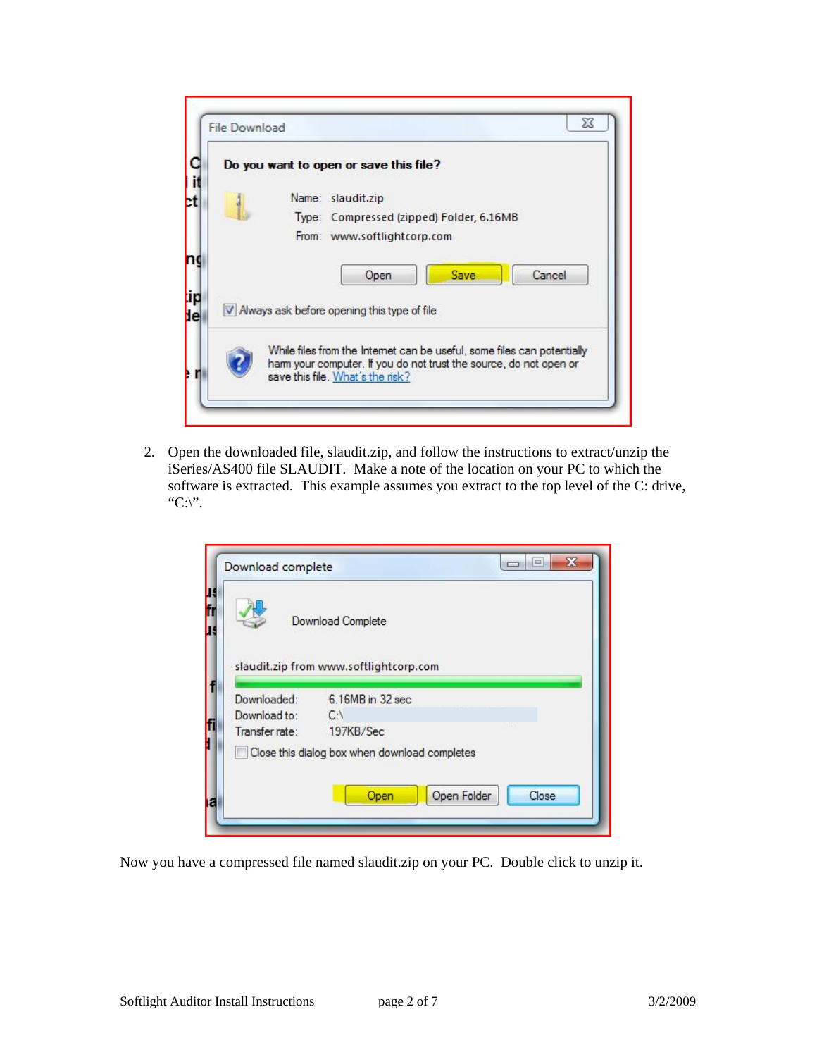2. Open the downloaded file, slaudit.zip, and follow the instructions to extract/unzip the iSeries/AS400 file SLAUDIT. Make a note of the location on your PC to which the software is extracted. This example assumes you extract to the top level of the C: drive, "C:\".

Now you have a compressed file named slaudit.zip on your PC. Double click to unzip it.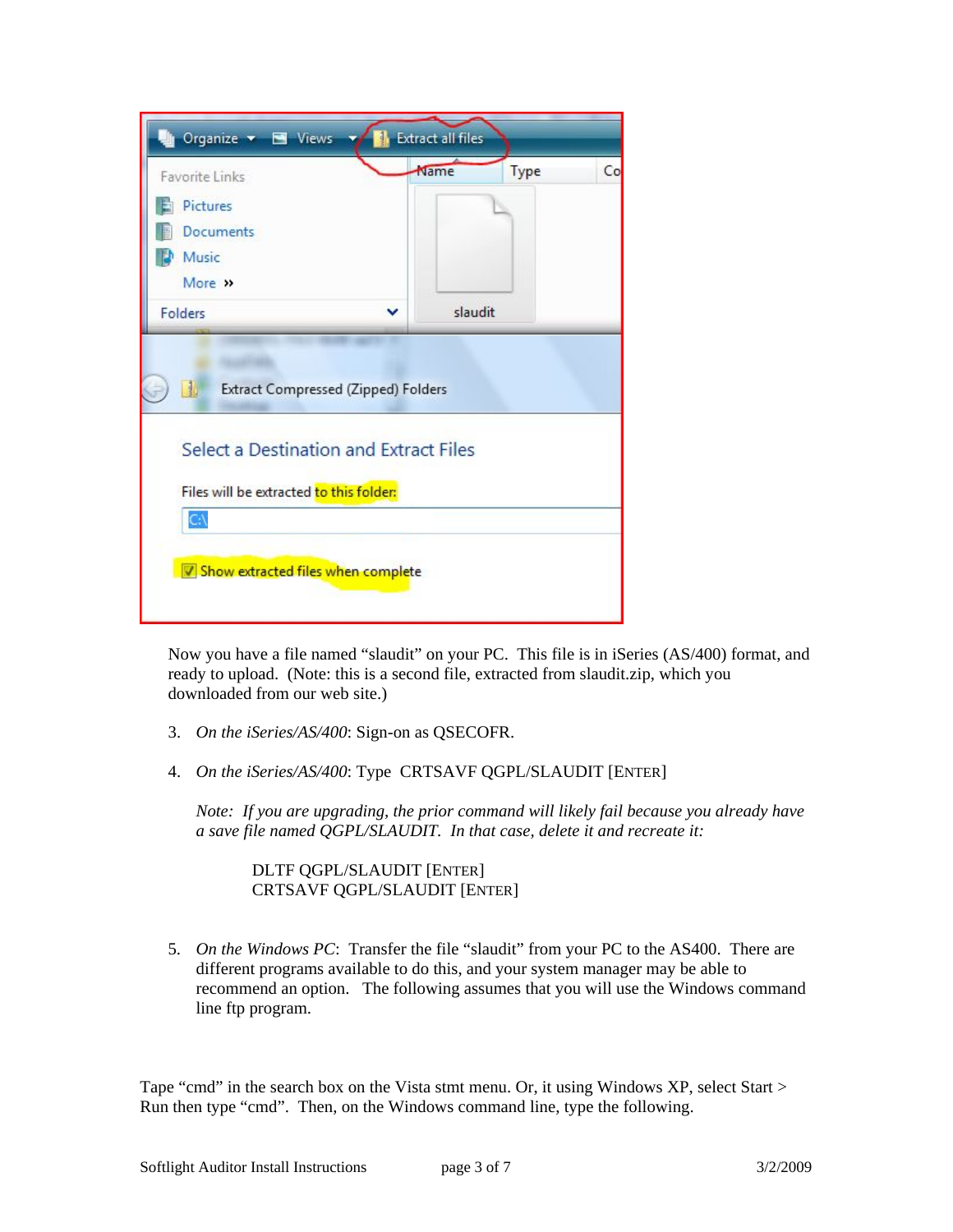Now you have a file named “slaudit” on your PC. This file is in iSeries (AS/400) format, and ready to upload. (Note: this is a second file, extracted from slaudit.zip, which you downloaded from our web site.)

3. *On the iSeries/AS/400*: Sign-on as QSECOFR.

4. *On the iSeries/AS/400*: Type CRTSAVF QGPL/SLAUDIT [ENTER]

   *Note: If you are upgrading, the prior command will likely fail because you already have a save file named QGPL/SLAUDIT. In that case, delete it and recreate it:*

   DLTF QGPL/SLAUDIT [ENTER]
   CRTSAVF QGPL/SLAUDIT [ENTER]

5. *On the Windows PC*: Transfer the file “slaudit” from your PC to the AS400. There are different programs available to do this, and your system manager may be able to recommend an option. The following assumes that you will use the Windows command line ftp program.

Tape “cmd” in the search box on the Vista stmt menu. Or, it using Windows XP, select Start > Run then type “cmd”. Then, on the Windows command line, type the following.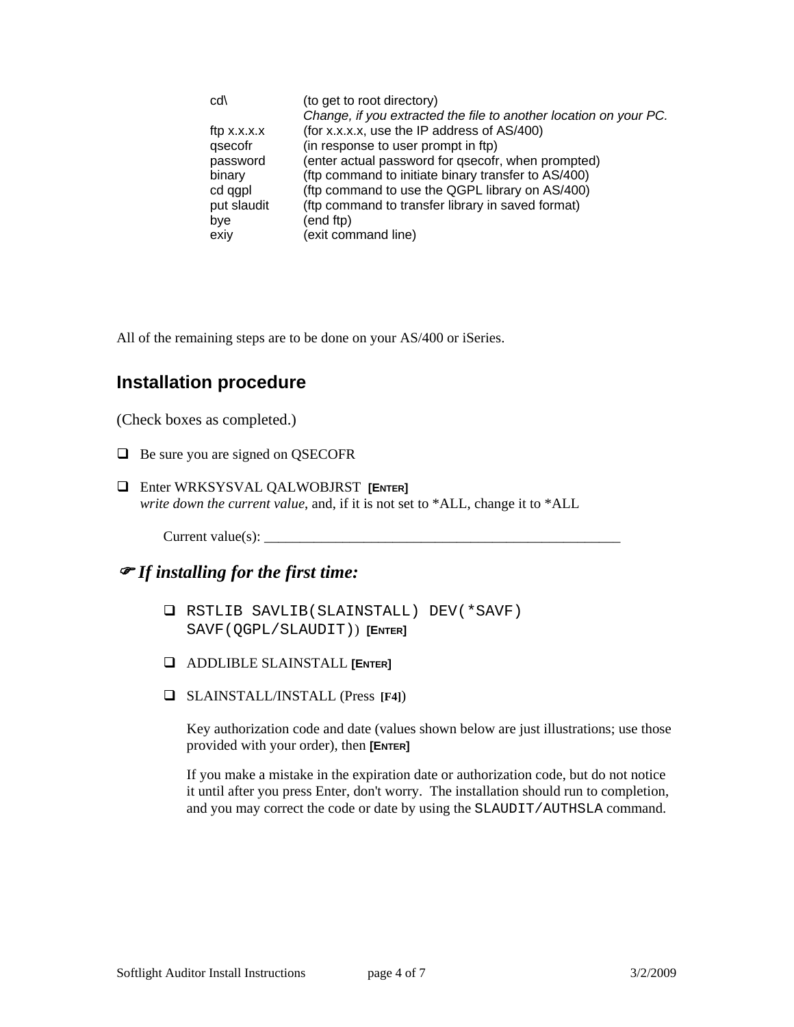| | |
|---|---|
| cd\ | (to get to root directory)<br>*Change, if you extracted the file to another location on your PC.* |
| ftp x.x.x.x | (for x.x.x.x, use the IP address of AS/400) |
| qsecofr | (in response to user prompt in ftp) |
| password | (enter actual password for qsecofr, when prompted) |
| binary | (ftp command to initiate binary transfer to AS/400) |
| cd qgpl | (ftp command to use the QGPL library on AS/400) |
| put slaudit | (ftp command to transfer library in saved format) |
| bye | (end ftp) |
| exiy | (exit command line) |

All of the remaining steps are to be done on your AS/400 or iSeries.

## Installation procedure

(Check boxes as completed.)

- ❑ Be sure you are signed on QSECOFR
- ❑ Enter WRKSYSVAL QALWOBJRST **[ENTER]**
  *write down the current value*, and, if it is not set to *ALL, change it to *ALL

  Current value(s): ____________________________________________________

### ☞ *If installing for the first time:*

- ❑ `RSTLIB SAVLIB(SLAINSTALL) DEV(*SAVF) SAVF(QGPL/SLAUDIT)`) **[ENTER]**
- ❑ ADDLIBLE SLAINSTALL **[ENTER]**
- ❑ SLAINSTALL/INSTALL (Press **[F4]**)

  Key authorization code and date (values shown below are just illustrations; use those provided with your order), then **[ENTER]**

  If you make a mistake in the expiration date or authorization code, but do not notice it until after you press Enter, don't worry. The installation should run to completion, and you may correct the code or date by using the `SLAUDIT/AUTHSLA` command.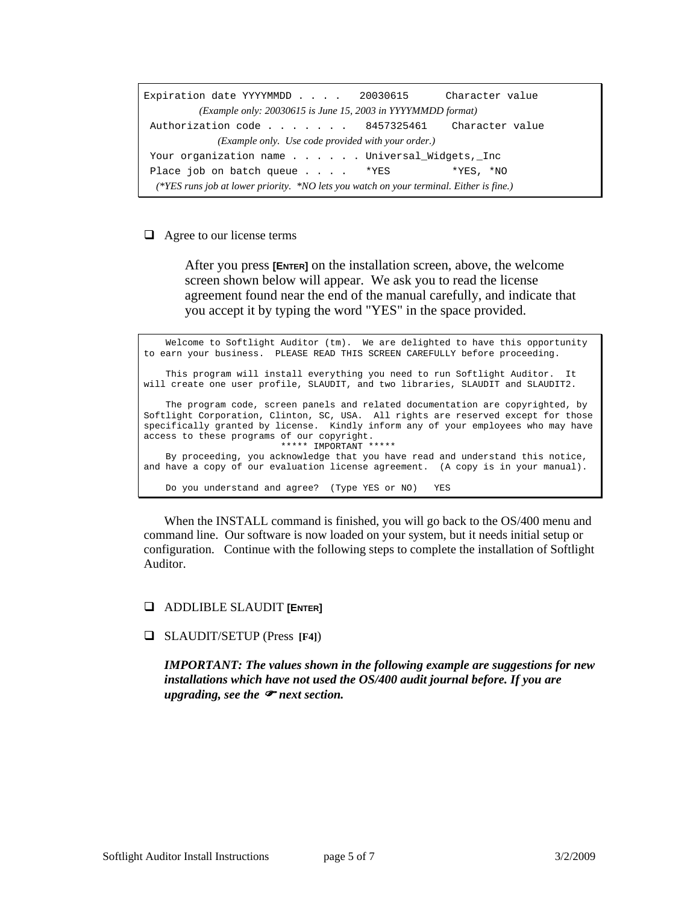```
Expiration date YYYYMMDD . . . .   20030615      Character value
```
*(Example only: 20030615 is June 15, 2003 in YYYYMMDD format)*
```
Authorization code . . . . . . .   8457325461    Character value
```
*(Example only. Use code provided with your order.)*
```
Your organization name . . . . . . Universal_Widgets,_Inc
Place job on batch queue . . . .   *YES          *YES, *NO
```
*(\*YES runs job at lower priority. \*NO lets you watch on your terminal. Either is fine.)*

- ❑ Agree to our license terms

  After you press **[ENTER]** on the installation screen, above, the welcome screen shown below will appear. We ask you to read the license agreement found near the end of the manual carefully, and indicate that you accept it by typing the word "YES" in the space provided.

```
    Welcome to Softlight Auditor (tm).  We are delighted to have this opportunity
to earn your business.  PLEASE READ THIS SCREEN CAREFULLY before proceeding.

    This program will install everything you need to run Softlight Auditor.  It
will create one user profile, SLAUDIT, and two libraries, SLAUDIT and SLAUDIT2.

    The program code, screen panels and related documentation are copyrighted, by
Softlight Corporation, Clinton, SC, USA.  All rights are reserved except for those
specifically granted by license.  Kindly inform any of your employees who may have
access to these programs of our copyright.
                              ***** IMPORTANT *****
    By proceeding, you acknowledge that you have read and understand this notice,
and have a copy of our evaluation license agreement.  (A copy is in your manual).

    Do you understand and agree?  (Type YES or NO)   YES
```

When the INSTALL command is finished, you will go back to the OS/400 menu and command line. Our software is now loaded on your system, but it needs initial setup or configuration. Continue with the following steps to complete the installation of Softlight Auditor.

- ❑ ADDLIBLE SLAUDIT **[ENTER]**

- ❑ SLAUDIT/SETUP (Press **[F4]**)

  ***IMPORTANT: The values shown in the following example are suggestions for new installations which have not used the OS/400 audit journal before. If you are upgrading, see the ☞ next section.***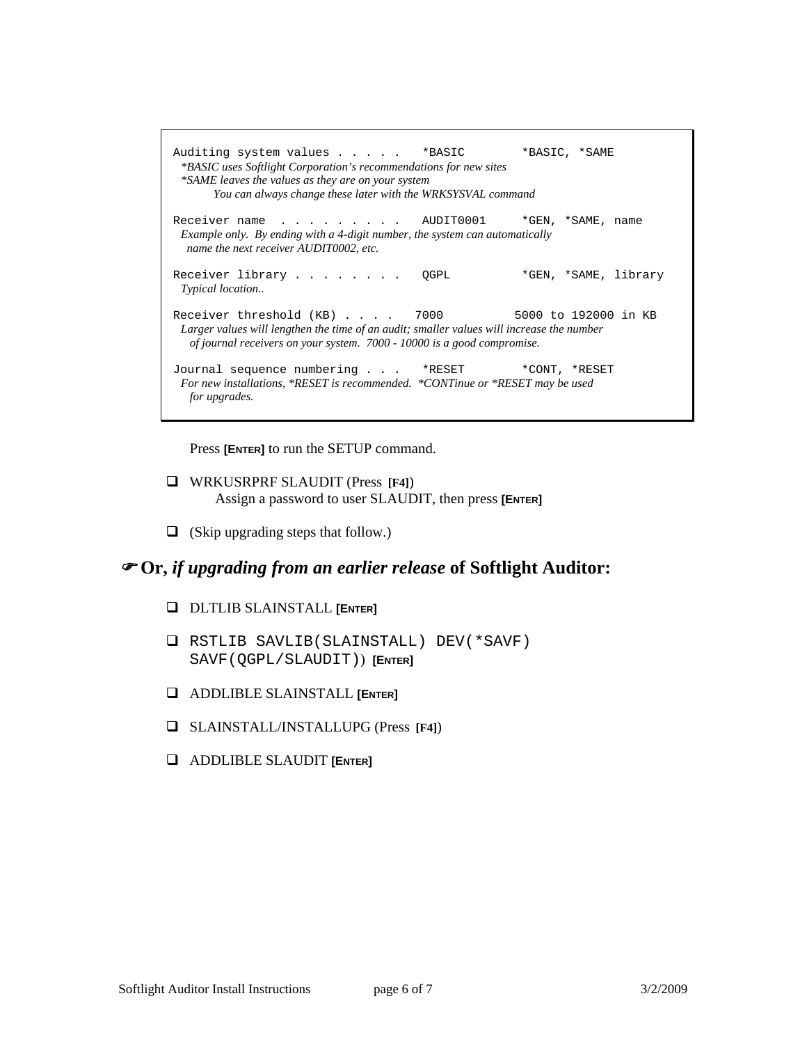```
Auditing system values . . . . .   *BASIC        *BASIC, *SAME
```
*\*BASIC uses Softlight Corporation's recommendations for new sites*
*\*SAME leaves the values as they are on your system*
*You can always change these later with the WRKSYSVAL command*

```
Receiver name  . . . . . . . . .   AUDIT0001     *GEN, *SAME, name
```
*Example only. By ending with a 4-digit number, the system can automatically name the next receiver AUDIT0002, etc.*

```
Receiver library . . . . . . . .   QGPL          *GEN, *SAME, library
```
*Typical location..*

```
Receiver threshold (KB) . . . .   7000          5000 to 192000 in KB
```
*Larger values will lengthen the time of an audit; smaller values will increase the number of journal receivers on your system. 7000 - 10000 is a good compromise.*

```
Journal sequence numbering . . .   *RESET        *CONT, *RESET
```
*For new installations, \*RESET is recommended. \*CONTinue or \*RESET may be used for upgrades.*

Press **[ENTER]** to run the SETUP command.

- ❑ WRKUSRPRF SLAUDIT (Press **[F4]**)
  Assign a password to user SLAUDIT, then press **[ENTER]**
- ❑ (Skip upgrading steps that follow.)

## ☞ Or, *if upgrading from an earlier release* of Softlight Auditor:

- ❑ DLTLIB SLAINSTALL **[ENTER]**
- ❑ `RSTLIB SAVLIB(SLAINSTALL) DEV(*SAVF) SAVF(QGPL/SLAUDIT)`) **[ENTER]**
- ❑ ADDLIBLE SLAINSTALL **[ENTER]**
- ❑ SLAINSTALL/INSTALLUPG (Press **[F4]**)
- ❑ ADDLIBLE SLAUDIT **[ENTER]**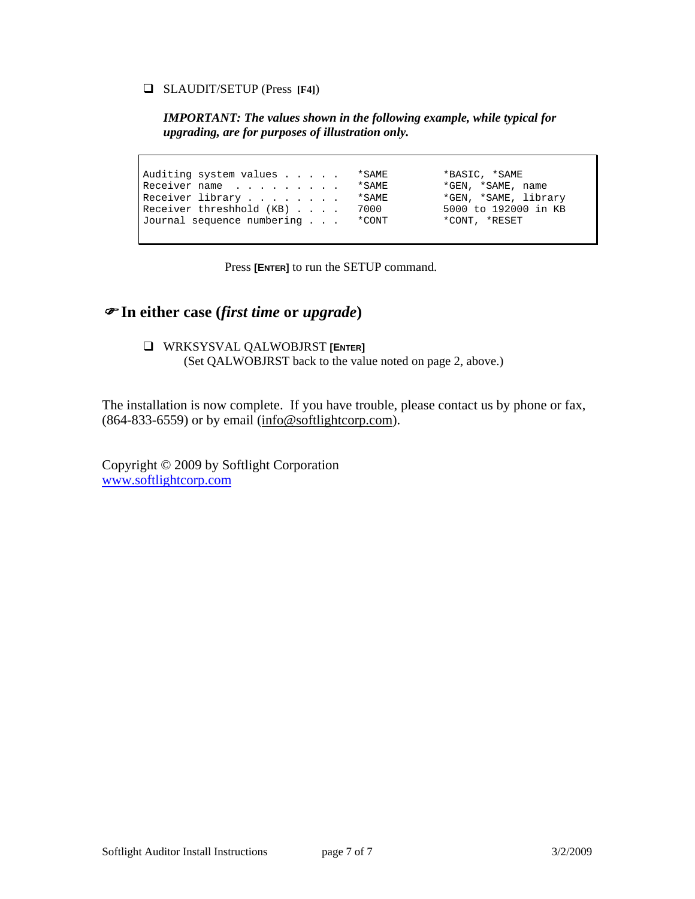- [ ] SLAUDIT/SETUP (Press **[F4]**)

  ***IMPORTANT: The values shown in the following example, while typical for upgrading, are for purposes of illustration only.***

```
Auditing system values . . . . .   *SAME         *BASIC, *SAME
Receiver name  . . . . . . . . .   *SAME         *GEN, *SAME, name
Receiver library . . . . . . . .   *SAME         *GEN, *SAME, library
Receiver threshhold (KB) . . . .   7000          5000 to 192000 in KB
Journal sequence numbering . . .   *CONT         *CONT, *RESET
```

Press **[ENTER]** to run the SETUP command.

## ☞ In either case (*first time* or *upgrade*)

- [ ] WRKSYSVAL QALWOBJRST **[ENTER]**
  (Set QALWOBJRST back to the value noted on page 2, above.)

The installation is now complete. If you have trouble, please contact us by phone or fax, (864-833-6559) or by email (info@softlightcorp.com).

Copyright © 2009 by Softlight Corporation
www.softlightcorp.com